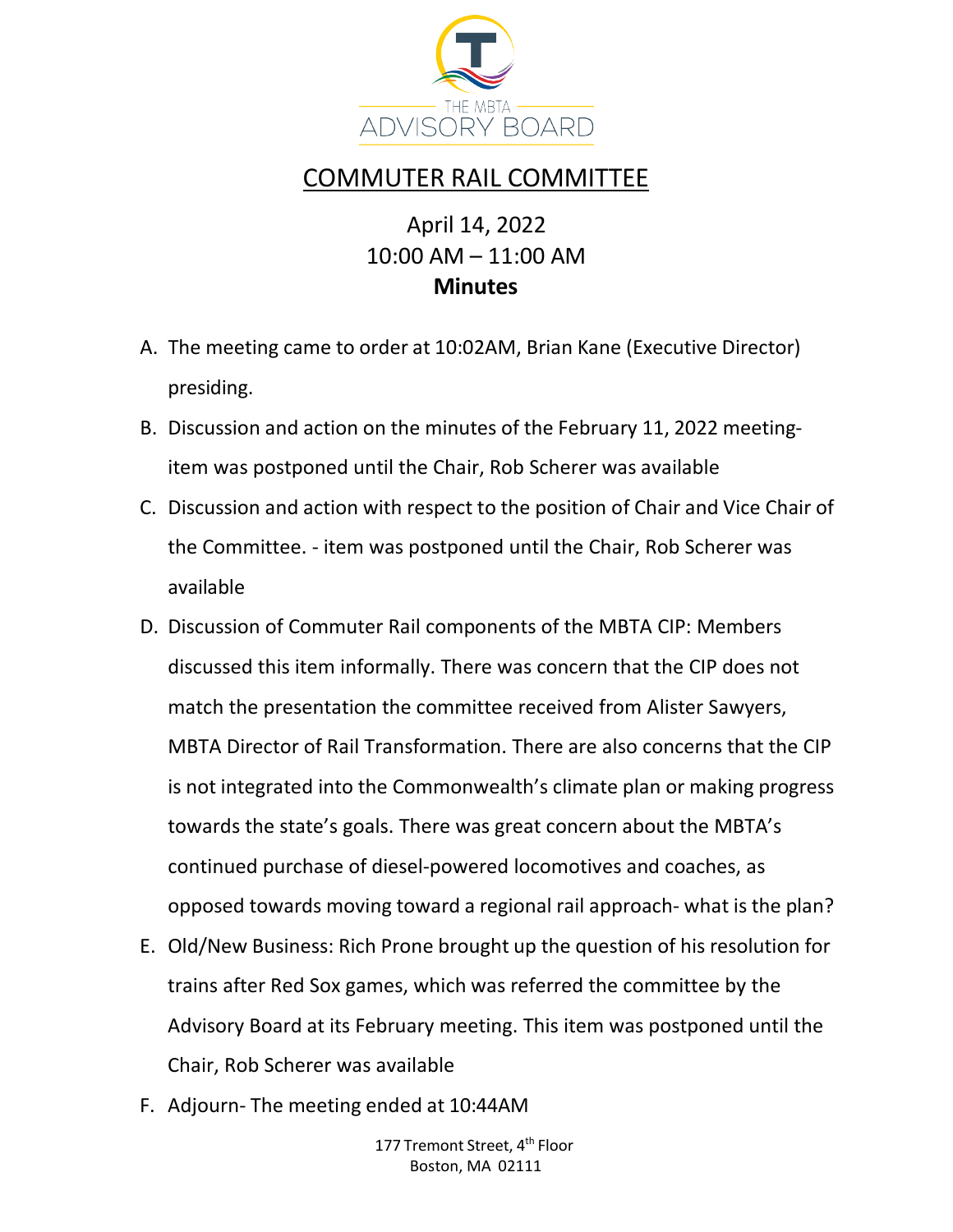THE MBTA ADVISORY BOARD

# COMMUTER RAIL COMMITTEE

April 14, 2022
10:00 AM – 11:00 AM
**Minutes**

A. The meeting came to order at 10:02AM, Brian Kane (Executive Director) presiding.

B. Discussion and action on the minutes of the February 11, 2022 meeting- item was postponed until the Chair, Rob Scherer was available

C. Discussion and action with respect to the position of Chair and Vice Chair of the Committee. - item was postponed until the Chair, Rob Scherer was available

D. Discussion of Commuter Rail components of the MBTA CIP: Members discussed this item informally. There was concern that the CIP does not match the presentation the committee received from Alister Sawyers, MBTA Director of Rail Transformation. There are also concerns that the CIP is not integrated into the Commonwealth's climate plan or making progress towards the state's goals. There was great concern about the MBTA's continued purchase of diesel-powered locomotives and coaches, as opposed towards moving toward a regional rail approach- what is the plan?

E. Old/New Business: Rich Prone brought up the question of his resolution for trains after Red Sox games, which was referred the committee by the Advisory Board at its February meeting. This item was postponed until the Chair, Rob Scherer was available

F. Adjourn- The meeting ended at 10:44AM

177 Tremont Street, 4th Floor
Boston, MA 02111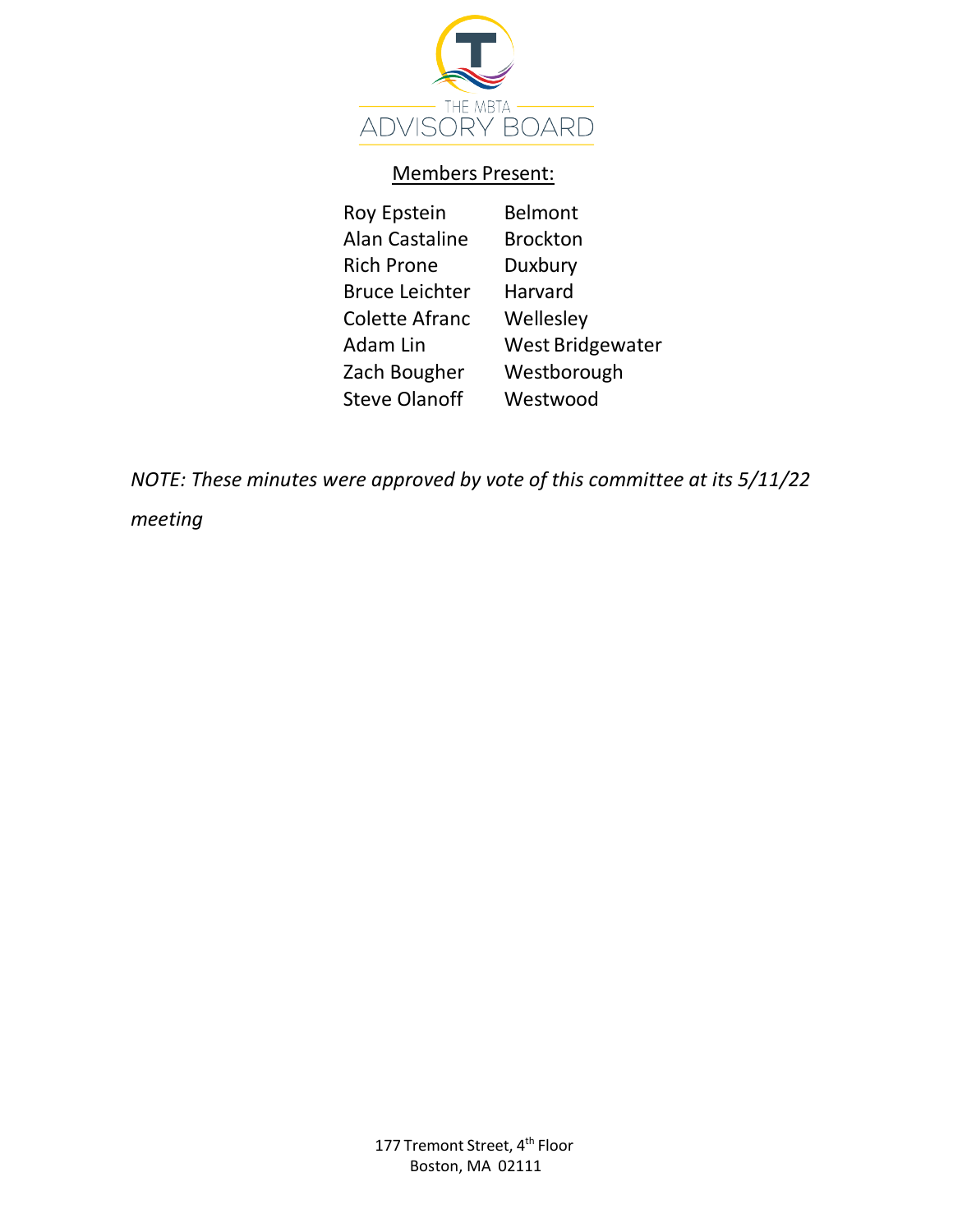THE MBTA ADVISORY BOARD

<u>Members Present:</u>

| | |
|---|---|
| Roy Epstein | Belmont |
| Alan Castaline | Brockton |
| Rich Prone | Duxbury |
| Bruce Leichter | Harvard |
| Colette Afranc | Wellesley |
| Adam Lin | West Bridgewater |
| Zach Bougher | Westborough |
| Steve Olanoff | Westwood |

*NOTE: These minutes were approved by vote of this committee at its 5/11/22 meeting*

177 Tremont Street, 4th Floor
Boston, MA 02111